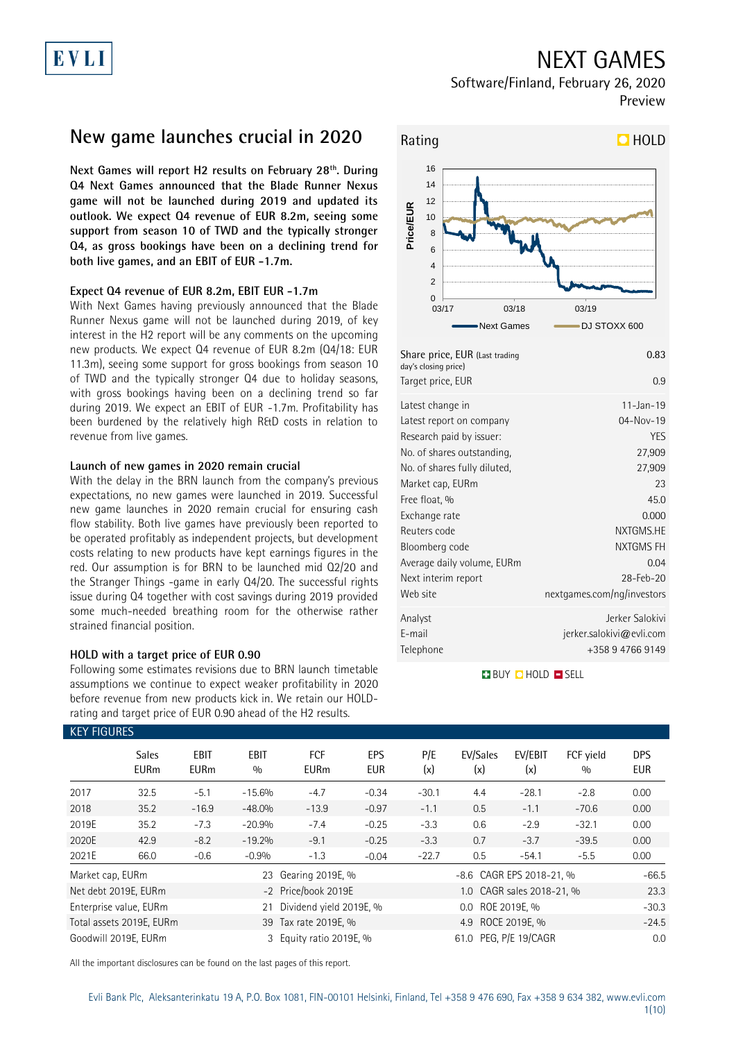# NEXT GAMES

Software/Finland, February 26, 2020

Preview

## New game launches crucial in 2020

**Next Games will report H2 results on February 28th. During Q4 Next Games announced that the Blade Runner Nexus game will not be launched during 2019 and updated its outlook. We expect Q4 revenue of EUR 8.2m, seeing some support from season 10 of TWD and the typically stronger Q4, as gross bookings have been on a declining trend for both live games, and an EBIT of EUR -1.7m.**

### Expect Q4 revenue of EUR 8.2m, EBIT EUR -1.7m

With Next Games having previously announced that the Blade Runner Nexus game will not be launched during 2019, of key interest in the H2 report will be any comments on the upcoming new products. We expect Q4 revenue of EUR 8.2m (Q4/18: EUR 11.3m), seeing some support for gross bookings from season 10 of TWD and the typically stronger Q4 due to holiday seasons, with gross bookings having been on a declining trend so far during 2019. We expect an EBIT of EUR -1.7m. Profitability has been burdened by the relatively high R&D costs in relation to revenue from live games.

### Launch of new games in 2020 remain crucial

With the delay in the BRN launch from the company's previous expectations, no new games were launched in 2019. Successful new game launches in 2020 remain crucial for ensuring cash flow stability. Both live games have previously been reported to be operated profitably as independent projects, but development costs relating to new products have kept earnings figures in the red. Our assumption is for BRN to be launched mid Q2/20 and the Stranger Things -game in early Q4/20. The successful rights issue during Q4 together with cost savings during 2019 provided some much-needed breathing room for the otherwise rather strained financial position.

### HOLD with a target price of EUR 0.90

Following some estimates revisions due to BRN launch timetable assumptions we continue to expect weaker profitability in 2020 before revenue from new products kick in. We retain our HOLD-rating and target price of EUR 0.90 ahead of the H2 results.

Rating: HOLD

| | |
|---|---|
| Share price, EUR (Last trading day's closing price) | 0.83 |
| Target price, EUR | 0.9 |
| Latest change in | 11-Jan-19 |
| Latest report on company | 04-Nov-19 |
| Research paid by issuer: | YES |
| No. of shares outstanding, | 27,909 |
| No. of shares fully diluted, | 27,909 |
| Market cap, EURm | 23 |
| Free float, % | 45.0 |
| Exchange rate | 0.000 |
| Reuters code | NXTGMS.HE |
| Bloomberg code | NXTGMS FH |
| Average daily volume, EURm | 0.04 |
| Next interim report | 28-Feb-20 |
| Web site | nextgames.com/ng/investors |
| Analyst | Jerker Salokivi |
| E-mail | jerker.salokivi@evli.com |
| Telephone | +358 9 4766 9149 |

### KEY FIGURES

| | Sales EURm | EBIT EURm | EBIT % | FCF EURm | EPS EUR | P/E (x) | EV/Sales (x) | EV/EBIT (x) | FCF yield % | DPS EUR |
|---|---|---|---|---|---|---|---|---|---|---|
| 2017 | 32.5 | -5.1 | -15.6% | -4.7 | -0.34 | -30.1 | 4.4 | -28.1 | -2.8 | 0.00 |
| 2018 | 35.2 | -16.9 | -48.0% | -13.9 | -0.97 | -1.1 | 0.5 | -1.1 | -70.6 | 0.00 |
| 2019E | 35.2 | -7.3 | -20.9% | -7.4 | -0.25 | -3.3 | 0.6 | -2.9 | -32.1 | 0.00 |
| 2020E | 42.9 | -8.2 | -19.2% | -9.1 | -0.25 | -3.3 | 0.7 | -3.7 | -39.5 | 0.00 |
| 2021E | 66.0 | -0.6 | -0.9% | -1.3 | -0.04 | -22.7 | 0.5 | -54.1 | -5.5 | 0.00 |

| | | | | | |
|---|---|---|---|---|---|
| Market cap, EURm | 23 | Gearing 2019E, % | -8.6 | CAGR EPS 2018-21, % | -66.5 |
| Net debt 2019E, EURm | -2 | Price/book 2019E | 1.0 | CAGR sales 2018-21, % | 23.3 |
| Enterprise value, EURm | 21 | Dividend yield 2019E, % | 0.0 | ROE 2019E, % | -30.3 |
| Total assets 2019E, EURm | 39 | Tax rate 2019E, % | 4.9 | ROCE 2019E, % | -24.5 |
| Goodwill 2019E, EURm | 3 | Equity ratio 2019E, % | 61.0 | PEG, P/E 19/CAGR | 0.0 |

All the important disclosures can be found on the last pages of this report.

Evli Bank Plc, Aleksanterinkatu 19 A, P.O. Box 1081, FIN-00101 Helsinki, Finland, Tel +358 9 476 690, Fax +358 9 634 382, www.evli.com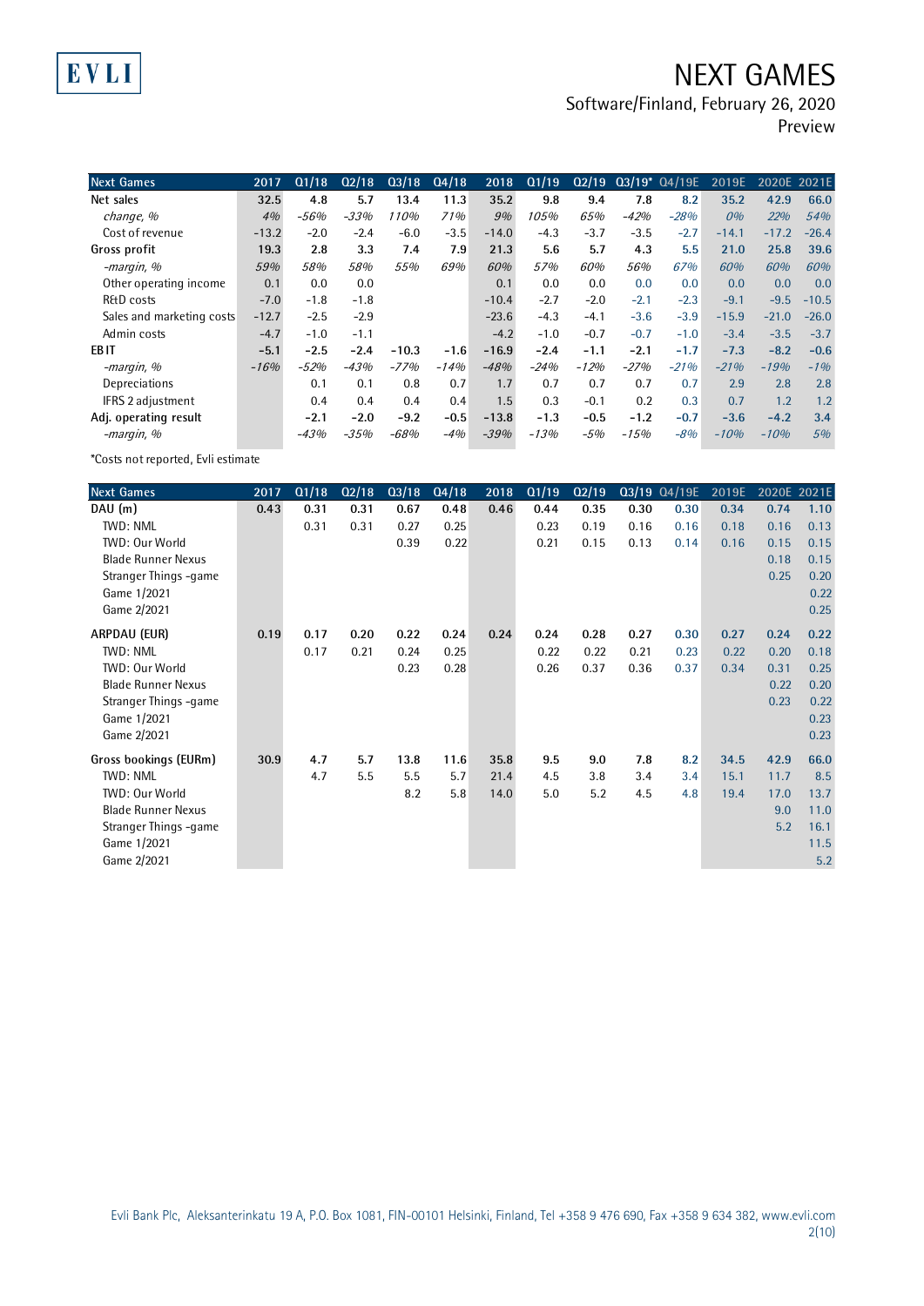# NEXT GAMES

Software/Finland, February 26, 2020

Preview

| Next Games | 2017 | Q1/18 | Q2/18 | Q3/18 | Q4/18 | 2018 | Q1/19 | Q2/19 | Q3/19* | Q4/19E | 2019E | 2020E | 2021E |
|---|---|---|---|---|---|---|---|---|---|---|---|---|---|
| **Net sales** | **32.5** | **4.8** | **5.7** | **13.4** | **11.3** | **35.2** | **9.8** | **9.4** | **7.8** | **8.2** | **35.2** | **42.9** | **66.0** |
| *change, %* | *4%* | *-56%* | *-33%* | *110%* | *71%* | *9%* | *105%* | *65%* | *-42%* | *-28%* | *0%* | *22%* | *54%* |
| Cost of revenue | -13.2 | -2.0 | -2.4 | -6.0 | -3.5 | -14.0 | -4.3 | -3.7 | -3.5 | -2.7 | -14.1 | -17.2 | -26.4 |
| **Gross profit** | **19.3** | **2.8** | **3.3** | **7.4** | **7.9** | **21.3** | **5.6** | **5.7** | **4.3** | **5.5** | **21.0** | **25.8** | **39.6** |
| *-margin, %* | *59%* | *58%* | *58%* | *55%* | *69%* | *60%* | *57%* | *60%* | *56%* | *67%* | *60%* | *60%* | *60%* |
| Other operating income | 0.1 | 0.0 | 0.0 | | | 0.1 | 0.0 | 0.0 | 0.0 | 0.0 | 0.0 | 0.0 | 0.0 |
| R&D costs | -7.0 | -1.8 | -1.8 | | | -10.4 | -2.7 | -2.0 | -2.1 | -2.3 | -9.1 | -9.5 | -10.5 |
| Sales and marketing costs | -12.7 | -2.5 | -2.9 | | | -23.6 | -4.3 | -4.1 | -3.6 | -3.9 | -15.9 | -21.0 | -26.0 |
| Admin costs | -4.7 | -1.0 | -1.1 | | | -4.2 | -1.0 | -0.7 | -0.7 | -1.0 | -3.4 | -3.5 | -3.7 |
| **EBIT** | **-5.1** | **-2.5** | **-2.4** | **-10.3** | **-1.6** | **-16.9** | **-2.4** | **-1.1** | **-2.1** | **-1.7** | **-7.3** | **-8.2** | **-0.6** |
| *-margin, %* | *-16%* | *-52%* | *-43%* | *-77%* | *-14%* | *-48%* | *-24%* | *-12%* | *-27%* | *-21%* | *-21%* | *-19%* | *-1%* |
| Depreciations | | 0.1 | 0.1 | 0.8 | 0.7 | 1.7 | 0.7 | 0.7 | 0.7 | 0.7 | 2.9 | 2.8 | 2.8 |
| IFRS 2 adjustment | | 0.4 | 0.4 | 0.4 | 0.4 | 1.5 | 0.3 | -0.1 | 0.2 | 0.3 | 0.7 | 1.2 | 1.2 |
| **Adj. operating result** | | **-2.1** | **-2.0** | **-9.2** | **-0.5** | **-13.8** | **-1.3** | **-0.5** | **-1.2** | **-0.7** | **-3.6** | **-4.2** | **3.4** |
| *-margin, %* | | *-43%* | *-35%* | *-68%* | *-4%* | *-39%* | *-13%* | *-5%* | *-15%* | *-8%* | *-10%* | *-10%* | *5%* |

*Costs not reported, Evli estimate

| Next Games | 2017 | Q1/18 | Q2/18 | Q3/18 | Q4/18 | 2018 | Q1/19 | Q2/19 | Q3/19 | Q4/19E | 2019E | 2020E | 2021E |
|---|---|---|---|---|---|---|---|---|---|---|---|---|---|
| **DAU (m)** | **0.43** | **0.31** | **0.31** | **0.67** | **0.48** | **0.46** | **0.44** | **0.35** | **0.30** | **0.30** | **0.34** | **0.74** | **1.10** |
| TWD: NML | | 0.31 | 0.31 | 0.27 | 0.25 | | 0.23 | 0.19 | 0.16 | 0.16 | 0.18 | 0.16 | 0.13 |
| TWD: Our World | | | | 0.39 | 0.22 | | 0.21 | 0.15 | 0.13 | 0.14 | 0.16 | 0.15 | 0.15 |
| Blade Runner Nexus | | | | | | | | | | | | 0.18 | 0.15 |
| Stranger Things -game | | | | | | | | | | | | 0.25 | 0.20 |
| Game 1/2021 | | | | | | | | | | | | | 0.22 |
| Game 2/2021 | | | | | | | | | | | | | 0.25 |
| **ARPDAU (EUR)** | **0.19** | **0.17** | **0.20** | **0.22** | **0.24** | **0.24** | **0.24** | **0.28** | **0.27** | **0.30** | **0.27** | **0.24** | **0.22** |
| TWD: NML | | 0.17 | 0.21 | 0.24 | 0.25 | | 0.22 | 0.22 | 0.21 | 0.23 | 0.22 | 0.20 | 0.18 |
| TWD: Our World | | | | 0.23 | 0.28 | | 0.26 | 0.37 | 0.36 | 0.37 | 0.34 | 0.31 | 0.25 |
| Blade Runner Nexus | | | | | | | | | | | | 0.22 | 0.20 |
| Stranger Things -game | | | | | | | | | | | | 0.23 | 0.22 |
| Game 1/2021 | | | | | | | | | | | | | 0.23 |
| Game 2/2021 | | | | | | | | | | | | | 0.23 |
| **Gross bookings (EURm)** | **30.9** | **4.7** | **5.7** | **13.8** | **11.6** | **35.8** | **9.5** | **9.0** | **7.8** | **8.2** | **34.5** | **42.9** | **66.0** |
| TWD: NML | | 4.7 | 5.5 | 5.5 | 5.7 | 21.4 | 4.5 | 3.8 | 3.4 | 3.4 | 15.1 | 11.7 | 8.5 |
| TWD: Our World | | | | 8.2 | 5.8 | 14.0 | 5.0 | 5.2 | 4.5 | 4.8 | 19.4 | 17.0 | 13.7 |
| Blade Runner Nexus | | | | | | | | | | | | 9.0 | 11.0 |
| Stranger Things -game | | | | | | | | | | | | 5.2 | 16.1 |
| Game 1/2021 | | | | | | | | | | | | | 11.5 |
| Game 2/2021 | | | | | | | | | | | | | 5.2 |

Evli Bank Plc, Aleksanterinkatu 19 A, P.O. Box 1081, FIN-00101 Helsinki, Finland, Tel +358 9 476 690, Fax +358 9 634 382, www.evli.com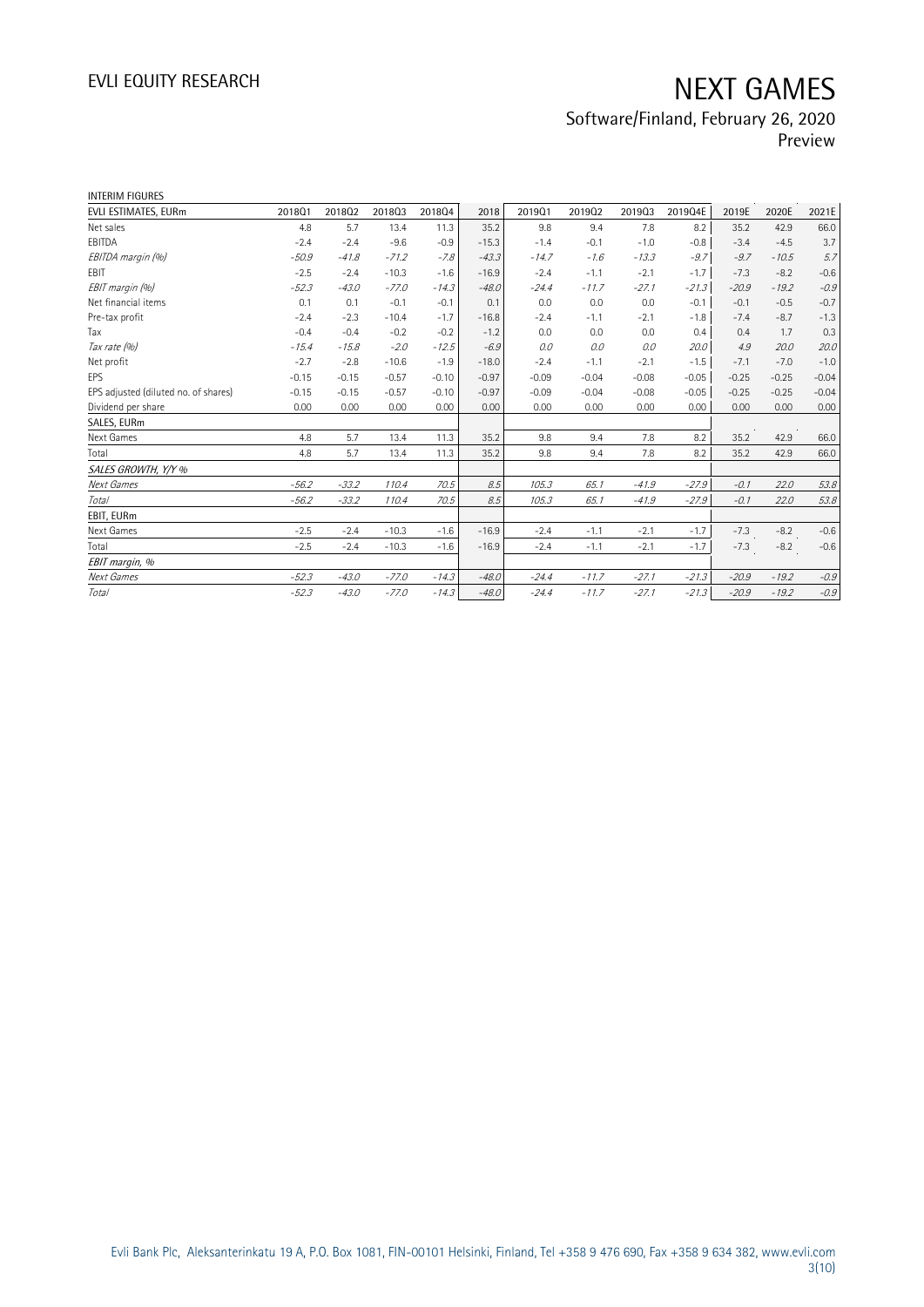INTERIM FIGURES

| EVLI ESTIMATES, EURm | 2018Q1 | 2018Q2 | 2018Q3 | 2018Q4 | 2018 | 2019Q1 | 2019Q2 | 2019Q3 | 2019Q4E | 2019E | 2020E | 2021E |
|---|---|---|---|---|---|---|---|---|---|---|---|---|
| Net sales | 4.8 | 5.7 | 13.4 | 11.3 | 35.2 | 9.8 | 9.4 | 7.8 | 8.2 | 35.2 | 42.9 | 66.0 |
| EBITDA | -2.4 | -2.4 | -9.6 | -0.9 | -15.3 | -1.4 | -0.1 | -1.0 | -0.8 | -3.4 | -4.5 | 3.7 |
| *EBITDA margin (%)* | *-50.9* | *-41.8* | *-71.2* | *-7.8* | *-43.3* | *-14.7* | *-1.6* | *-13.3* | *-9.7* | *-9.7* | *-10.5* | *5.7* |
| EBIT | -2.5 | -2.4 | -10.3 | -1.6 | -16.9 | -2.4 | -1.1 | -2.1 | -1.7 | -7.3 | -8.2 | -0.6 |
| *EBIT margin (%)* | *-52.3* | *-43.0* | *-77.0* | *-14.3* | *-48.0* | *-24.4* | *-11.7* | *-27.1* | *-21.3* | *-20.9* | *-19.2* | *-0.9* |
| Net financial items | 0.1 | 0.1 | -0.1 | -0.1 | 0.1 | 0.0 | 0.0 | 0.0 | -0.1 | -0.1 | -0.5 | -0.7 |
| Pre-tax profit | -2.4 | -2.3 | -10.4 | -1.7 | -16.8 | -2.4 | -1.1 | -2.1 | -1.8 | -7.4 | -8.7 | -1.3 |
| Tax | -0.4 | -0.4 | -0.2 | -0.2 | -1.2 | 0.0 | 0.0 | 0.0 | 0.4 | 0.4 | 1.7 | 0.3 |
| *Tax rate (%)* | *-15.4* | *-15.8* | *-2.0* | *-12.5* | *-6.9* | *0.0* | *0.0* | *0.0* | *20.0* | *4.9* | *20.0* | *20.0* |
| Net profit | -2.7 | -2.8 | -10.6 | -1.9 | -18.0 | -2.4 | -1.1 | -2.1 | -1.5 | -7.1 | -7.0 | -1.0 |
| EPS | -0.15 | -0.15 | -0.57 | -0.10 | -0.97 | -0.09 | -0.04 | -0.08 | -0.05 | -0.25 | -0.25 | -0.04 |
| EPS adjusted (diluted no. of shares) | -0.15 | -0.15 | -0.57 | -0.10 | -0.97 | -0.09 | -0.04 | -0.08 | -0.05 | -0.25 | -0.25 | -0.04 |
| Dividend per share | 0.00 | 0.00 | 0.00 | 0.00 | 0.00 | 0.00 | 0.00 | 0.00 | 0.00 | 0.00 | 0.00 | 0.00 |
| SALES, EURm | | | | | | | | | | | | |
| Next Games | 4.8 | 5.7 | 13.4 | 11.3 | 35.2 | 9.8 | 9.4 | 7.8 | 8.2 | 35.2 | 42.9 | 66.0 |
| Total | 4.8 | 5.7 | 13.4 | 11.3 | 35.2 | 9.8 | 9.4 | 7.8 | 8.2 | 35.2 | 42.9 | 66.0 |
| *SALES GROWTH, Y/Y %* | | | | | | | | | | | | |
| *Next Games* | *-56.2* | *-33.2* | *110.4* | *70.5* | *8.5* | *105.3* | *65.1* | *-41.9* | *-27.9* | *-0.1* | *22.0* | *53.8* |
| *Total* | *-56.2* | *-33.2* | *110.4* | *70.5* | *8.5* | *105.3* | *65.1* | *-41.9* | *-27.9* | *-0.1* | *22.0* | *53.8* |
| EBIT, EURm | | | | | | | | | | | | |
| Next Games | -2.5 | -2.4 | -10.3 | -1.6 | -16.9 | -2.4 | -1.1 | -2.1 | -1.7 | -7.3 | -8.2 | -0.6 |
| Total | -2.5 | -2.4 | -10.3 | -1.6 | -16.9 | -2.4 | -1.1 | -2.1 | -1.7 | -7.3 | -8.2 | -0.6 |
| *EBIT margin, %* | | | | | | | | | | | | |
| *Next Games* | *-52.3* | *-43.0* | *-77.0* | *-14.3* | *-48.0* | *-24.4* | *-11.7* | *-27.1* | *-21.3* | *-20.9* | *-19.2* | *-0.9* |
| *Total* | *-52.3* | *-43.0* | *-77.0* | *-14.3* | *-48.0* | *-24.4* | *-11.7* | *-27.1* | *-21.3* | *-20.9* | *-19.2* | *-0.9* |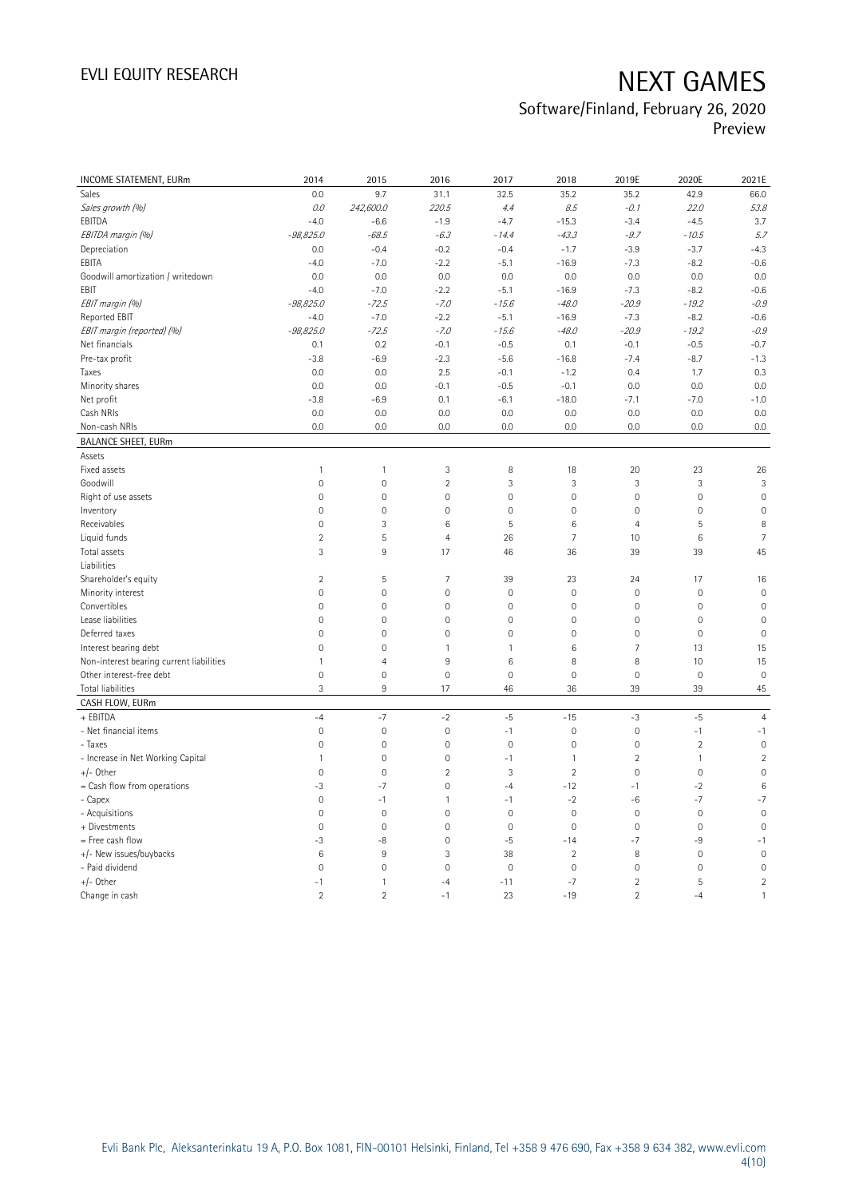| INCOME STATEMENT, EURm | 2014 | 2015 | 2016 | 2017 | 2018 | 2019E | 2020E | 2021E |
|---|---|---|---|---|---|---|---|---|
| Sales | 0.0 | 9.7 | 31.1 | 32.5 | 35.2 | 35.2 | 42.9 | 66.0 |
| *Sales growth (%)* | *0.0* | *242,600.0* | *220.5* | *4.4* | *8.5* | *-0.1* | *22.0* | *53.8* |
| EBITDA | -4.0 | -6.6 | -1.9 | -4.7 | -15.3 | -3.4 | -4.5 | 3.7 |
| *EBITDA margin (%)* | *-98,825.0* | *-68.5* | *-6.3* | *-14.4* | *-43.3* | *-9.7* | *-10.5* | *5.7* |
| Depreciation | 0.0 | -0.4 | -0.2 | -0.4 | -1.7 | -3.9 | -3.7 | -4.3 |
| EBITA | -4.0 | -7.0 | -2.2 | -5.1 | -16.9 | -7.3 | -8.2 | -0.6 |
| Goodwill amortization / writedown | 0.0 | 0.0 | 0.0 | 0.0 | 0.0 | 0.0 | 0.0 | 0.0 |
| EBIT | -4.0 | -7.0 | -2.2 | -5.1 | -16.9 | -7.3 | -8.2 | -0.6 |
| *EBIT margin (%)* | *-98,825.0* | *-72.5* | *-7.0* | *-15.6* | *-48.0* | *-20.9* | *-19.2* | *-0.9* |
| Reported EBIT | -4.0 | -7.0 | -2.2 | -5.1 | -16.9 | -7.3 | -8.2 | -0.6 |
| *EBIT margin (reported) (%)* | *-98,825.0* | *-72.5* | *-7.0* | *-15.6* | *-48.0* | *-20.9* | *-19.2* | *-0.9* |
| Net financials | 0.1 | 0.2 | -0.1 | -0.5 | 0.1 | -0.1 | -0.5 | -0.7 |
| Pre-tax profit | -3.8 | -6.9 | -2.3 | -5.6 | -16.8 | -7.4 | -8.7 | -1.3 |
| Taxes | 0.0 | 0.0 | 2.5 | -0.1 | -1.2 | 0.4 | 1.7 | 0.3 |
| Minority shares | 0.0 | 0.0 | -0.1 | -0.5 | -0.1 | 0.0 | 0.0 | 0.0 |
| Net profit | -3.8 | -6.9 | 0.1 | -6.1 | -18.0 | -7.1 | -7.0 | -1.0 |
| Cash NRIs | 0.0 | 0.0 | 0.0 | 0.0 | 0.0 | 0.0 | 0.0 | 0.0 |
| Non-cash NRIs | 0.0 | 0.0 | 0.0 | 0.0 | 0.0 | 0.0 | 0.0 | 0.0 |
| **BALANCE SHEET, EURm** | | | | | | | | |
| Assets | | | | | | | | |
| Fixed assets | 1 | 1 | 3 | 8 | 18 | 20 | 23 | 26 |
| Goodwill | 0 | 0 | 2 | 3 | 3 | 3 | 3 | 3 |
| Right of use assets | 0 | 0 | 0 | 0 | 0 | 0 | 0 | 0 |
| Inventory | 0 | 0 | 0 | 0 | 0 | 0 | 0 | 0 |
| Receivables | 0 | 3 | 6 | 5 | 6 | 4 | 5 | 8 |
| Liquid funds | 2 | 5 | 4 | 26 | 7 | 10 | 6 | 7 |
| Total assets | 3 | 9 | 17 | 46 | 36 | 39 | 39 | 45 |
| Liabilities | | | | | | | | |
| Shareholder's equity | 2 | 5 | 7 | 39 | 23 | 24 | 17 | 16 |
| Minority interest | 0 | 0 | 0 | 0 | 0 | 0 | 0 | 0 |
| Convertibles | 0 | 0 | 0 | 0 | 0 | 0 | 0 | 0 |
| Lease liabilities | 0 | 0 | 0 | 0 | 0 | 0 | 0 | 0 |
| Deferred taxes | 0 | 0 | 0 | 0 | 0 | 0 | 0 | 0 |
| Interest bearing debt | 0 | 0 | 1 | 1 | 6 | 7 | 13 | 15 |
| Non-interest bearing current liabilities | 1 | 4 | 9 | 6 | 8 | 8 | 10 | 15 |
| Other interest-free debt | 0 | 0 | 0 | 0 | 0 | 0 | 0 | 0 |
| Total liabilities | 3 | 9 | 17 | 46 | 36 | 39 | 39 | 45 |
| **CASH FLOW, EURm** | | | | | | | | |
| + EBITDA | -4 | -7 | -2 | -5 | -15 | -3 | -5 | 4 |
| - Net financial items | 0 | 0 | 0 | -1 | 0 | 0 | -1 | -1 |
| - Taxes | 0 | 0 | 0 | 0 | 0 | 0 | 2 | 0 |
| - Increase in Net Working Capital | 1 | 0 | 0 | -1 | 1 | 2 | 1 | 2 |
| +/- Other | 0 | 0 | 2 | 3 | 2 | 0 | 0 | 0 |
| = Cash flow from operations | -3 | -7 | 0 | -4 | -12 | -1 | -2 | 6 |
| - Capex | 0 | -1 | 1 | -1 | -2 | -6 | -7 | -7 |
| - Acquisitions | 0 | 0 | 0 | 0 | 0 | 0 | 0 | 0 |
| + Divestments | 0 | 0 | 0 | 0 | 0 | 0 | 0 | 0 |
| = Free cash flow | -3 | -8 | 0 | -5 | -14 | -7 | -9 | -1 |
| +/- New issues/buybacks | 6 | 9 | 3 | 38 | 2 | 8 | 0 | 0 |
| - Paid dividend | 0 | 0 | 0 | 0 | 0 | 0 | 0 | 0 |
| +/- Other | -1 | 1 | -4 | -11 | -7 | 2 | 5 | 2 |
| Change in cash | 2 | 2 | -1 | 23 | -19 | 2 | -4 | 1 |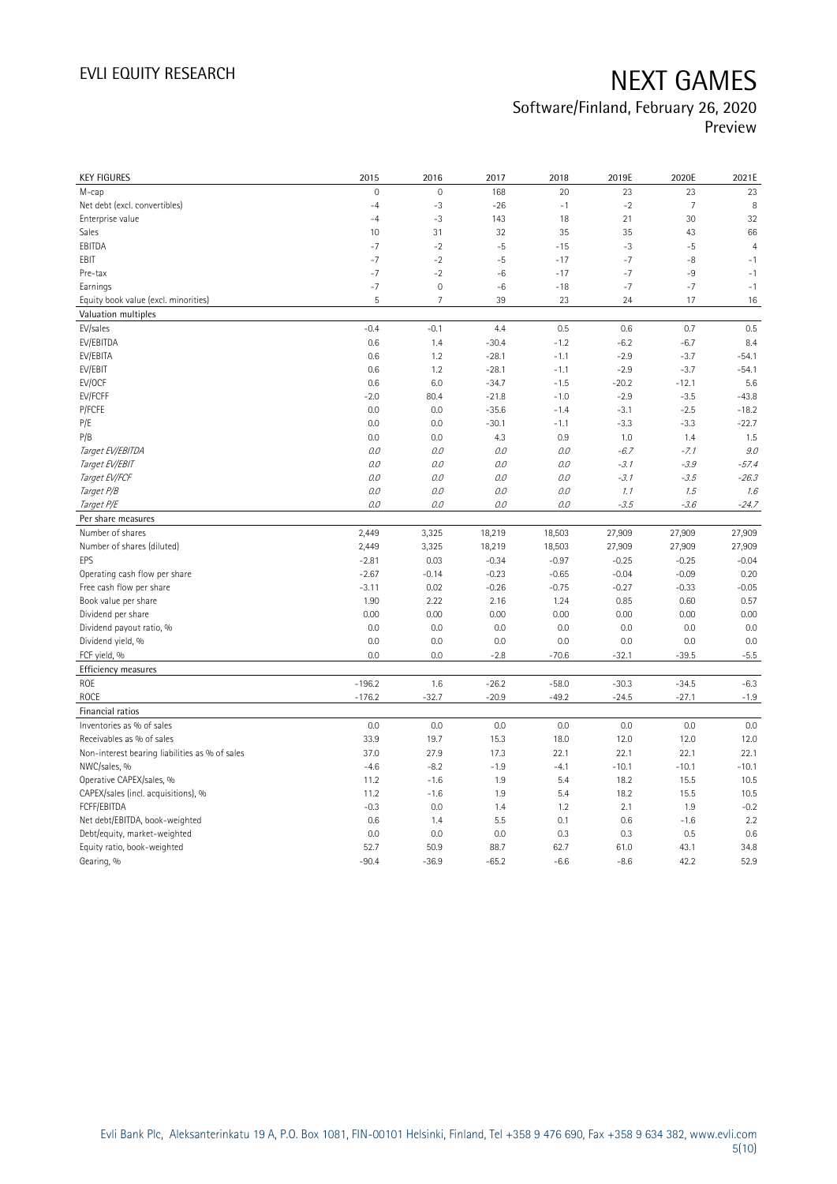# NEXT GAMES

Software/Finland, February 26, 2020

Preview

| KEY FIGURES | 2015 | 2016 | 2017 | 2018 | 2019E | 2020E | 2021E |
|---|---|---|---|---|---|---|---|
| M-cap | 0 | 0 | 168 | 20 | 23 | 23 | 23 |
| Net debt (excl. convertibles) | -4 | -3 | -26 | -1 | -2 | 7 | 8 |
| Enterprise value | -4 | -3 | 143 | 18 | 21 | 30 | 32 |
| Sales | 10 | 31 | 32 | 35 | 35 | 43 | 66 |
| EBITDA | -7 | -2 | -5 | -15 | -3 | -5 | 4 |
| EBIT | -7 | -2 | -5 | -17 | -7 | -8 | -1 |
| Pre-tax | -7 | -2 | -6 | -17 | -7 | -9 | -1 |
| Earnings | -7 | 0 | -6 | -18 | -7 | -7 | -1 |
| Equity book value (excl. minorities) | 5 | 7 | 39 | 23 | 24 | 17 | 16 |
| **Valuation multiples** | | | | | | | |
| EV/sales | -0.4 | -0.1 | 4.4 | 0.5 | 0.6 | 0.7 | 0.5 |
| EV/EBITDA | 0.6 | 1.4 | -30.4 | -1.2 | -6.2 | -6.7 | 8.4 |
| EV/EBITA | 0.6 | 1.2 | -28.1 | -1.1 | -2.9 | -3.7 | -54.1 |
| EV/EBIT | 0.6 | 1.2 | -28.1 | -1.1 | -2.9 | -3.7 | -54.1 |
| EV/OCF | 0.6 | 6.0 | -34.7 | -1.5 | -20.2 | -12.1 | 5.6 |
| EV/FCFF | -2.0 | 80.4 | -21.8 | -1.0 | -2.9 | -3.5 | -43.8 |
| P/FCFE | 0.0 | 0.0 | -35.6 | -1.4 | -3.1 | -2.5 | -18.2 |
| P/E | 0.0 | 0.0 | -30.1 | -1.1 | -3.3 | -3.3 | -22.7 |
| P/B | 0.0 | 0.0 | 4.3 | 0.9 | 1.0 | 1.4 | 1.5 |
| *Target EV/EBITDA* | *0.0* | *0.0* | *0.0* | *0.0* | *-6.7* | *-7.1* | *9.0* |
| *Target EV/EBIT* | *0.0* | *0.0* | *0.0* | *0.0* | *-3.1* | *-3.9* | *-57.4* |
| *Target EV/FCF* | *0.0* | *0.0* | *0.0* | *0.0* | *-3.1* | *-3.5* | *-26.3* |
| *Target P/B* | *0.0* | *0.0* | *0.0* | *0.0* | *1.1* | *1.5* | *1.6* |
| *Target P/E* | *0.0* | *0.0* | *0.0* | *0.0* | *-3.5* | *-3.6* | *-24.7* |
| **Per share measures** | | | | | | | |
| Number of shares | 2,449 | 3,325 | 18,219 | 18,503 | 27,909 | 27,909 | 27,909 |
| Number of shares (diluted) | 2,449 | 3,325 | 18,219 | 18,503 | 27,909 | 27,909 | 27,909 |
| EPS | -2.81 | 0.03 | -0.34 | -0.97 | -0.25 | -0.25 | -0.04 |
| Operating cash flow per share | -2.67 | -0.14 | -0.23 | -0.65 | -0.04 | -0.09 | 0.20 |
| Free cash flow per share | -3.11 | 0.02 | -0.26 | -0.75 | -0.27 | -0.33 | -0.05 |
| Book value per share | 1.90 | 2.22 | 2.16 | 1.24 | 0.85 | 0.60 | 0.57 |
| Dividend per share | 0.00 | 0.00 | 0.00 | 0.00 | 0.00 | 0.00 | 0.00 |
| Dividend payout ratio, % | 0.0 | 0.0 | 0.0 | 0.0 | 0.0 | 0.0 | 0.0 |
| Dividend yield, % | 0.0 | 0.0 | 0.0 | 0.0 | 0.0 | 0.0 | 0.0 |
| FCF yield, % | 0.0 | 0.0 | -2.8 | -70.6 | -32.1 | -39.5 | -5.5 |
| **Efficiency measures** | | | | | | | |
| ROE | -196.2 | 1.6 | -26.2 | -58.0 | -30.3 | -34.5 | -6.3 |
| ROCE | -176.2 | -32.7 | -20.9 | -49.2 | -24.5 | -27.1 | -1.9 |
| **Financial ratios** | | | | | | | |
| Inventories as % of sales | 0.0 | 0.0 | 0.0 | 0.0 | 0.0 | 0.0 | 0.0 |
| Receivables as % of sales | 33.9 | 19.7 | 15.3 | 18.0 | 12.0 | 12.0 | 12.0 |
| Non-interest bearing liabilities as % of sales | 37.0 | 27.9 | 17.3 | 22.1 | 22.1 | 22.1 | 22.1 |
| NWC/sales, % | -4.6 | -8.2 | -1.9 | -4.1 | -10.1 | -10.1 | -10.1 |
| Operative CAPEX/sales, % | 11.2 | -1.6 | 1.9 | 5.4 | 18.2 | 15.5 | 10.5 |
| CAPEX/sales (incl. acquisitions), % | 11.2 | -1.6 | 1.9 | 5.4 | 18.2 | 15.5 | 10.5 |
| FCFF/EBITDA | -0.3 | 0.0 | 1.4 | 1.2 | 2.1 | 1.9 | -0.2 |
| Net debt/EBITDA, book-weighted | 0.6 | 1.4 | 5.5 | 0.1 | 0.6 | -1.6 | 2.2 |
| Debt/equity, market-weighted | 0.0 | 0.0 | 0.0 | 0.3 | 0.3 | 0.5 | 0.6 |
| Equity ratio, book-weighted | 52.7 | 50.9 | 88.7 | 62.7 | 61.0 | 43.1 | 34.8 |
| Gearing, % | -90.4 | -36.9 | -65.2 | -6.6 | -8.6 | 42.2 | 52.9 |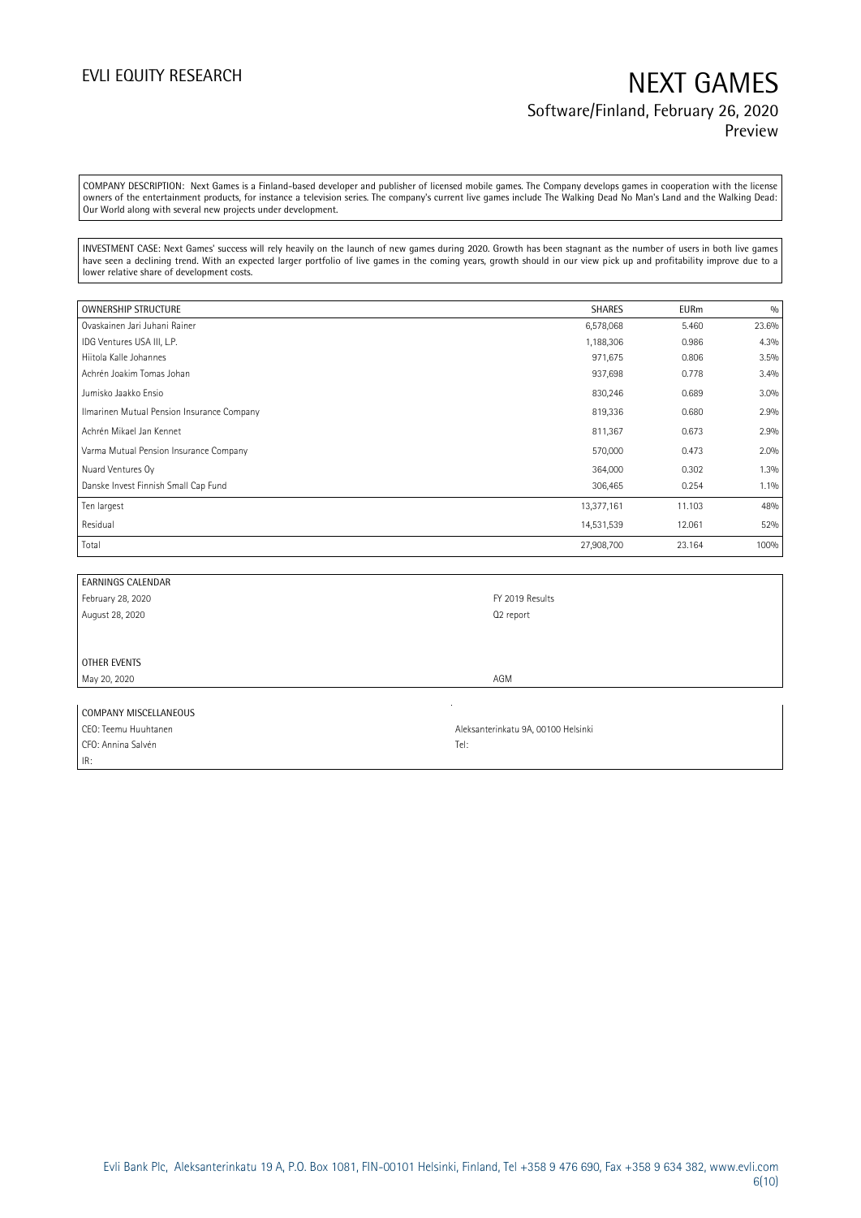COMPANY DESCRIPTION: Next Games is a Finland-based developer and publisher of licensed mobile games. The Company develops games in cooperation with the license owners of the entertainment products, for instance a television series. The company's current live games include The Walking Dead No Man's Land and the Walking Dead: Our World along with several new projects under development.

INVESTMENT CASE: Next Games' success will rely heavily on the launch of new games during 2020. Growth has been stagnant as the number of users in both live games have seen a declining trend. With an expected larger portfolio of live games in the coming years, growth should in our view pick up and profitability improve due to a lower relative share of development costs.

| OWNERSHIP STRUCTURE | SHARES | EURm | % |
|---|---|---|---|
| Ovaskainen Jari Juhani Rainer | 6,578,068 | 5.460 | 23.6% |
| IDG Ventures USA III, L.P. | 1,188,306 | 0.986 | 4.3% |
| Hiitola Kalle Johannes | 971,675 | 0.806 | 3.5% |
| Achrén Joakim Tomas Johan | 937,698 | 0.778 | 3.4% |
| Jumisko Jaakko Ensio | 830,246 | 0.689 | 3.0% |
| Ilmarinen Mutual Pension Insurance Company | 819,336 | 0.680 | 2.9% |
| Achrén Mikael Jan Kennet | 811,367 | 0.673 | 2.9% |
| Varma Mutual Pension Insurance Company | 570,000 | 0.473 | 2.0% |
| Nuard Ventures Oy | 364,000 | 0.302 | 1.3% |
| Danske Invest Finnish Small Cap Fund | 306,465 | 0.254 | 1.1% |
| Ten largest | 13,377,161 | 11.103 | 48% |
| Residual | 14,531,539 | 12.061 | 52% |
| Total | 27,908,700 | 23.164 | 100% |

| EARNINGS CALENDAR | |
|---|---|
| February 28, 2020 | FY 2019 Results |
| August 28, 2020 | Q2 report |
| | |
| OTHER EVENTS | |
| May 20, 2020 | AGM |

| COMPANY MISCELLANEOUS | |
|---|---|
| CEO: Teemu Huuhtanen | Aleksanterinkatu 9A, 00100 Helsinki |
| CFO: Annina Salvén | Tel: |
| IR: | |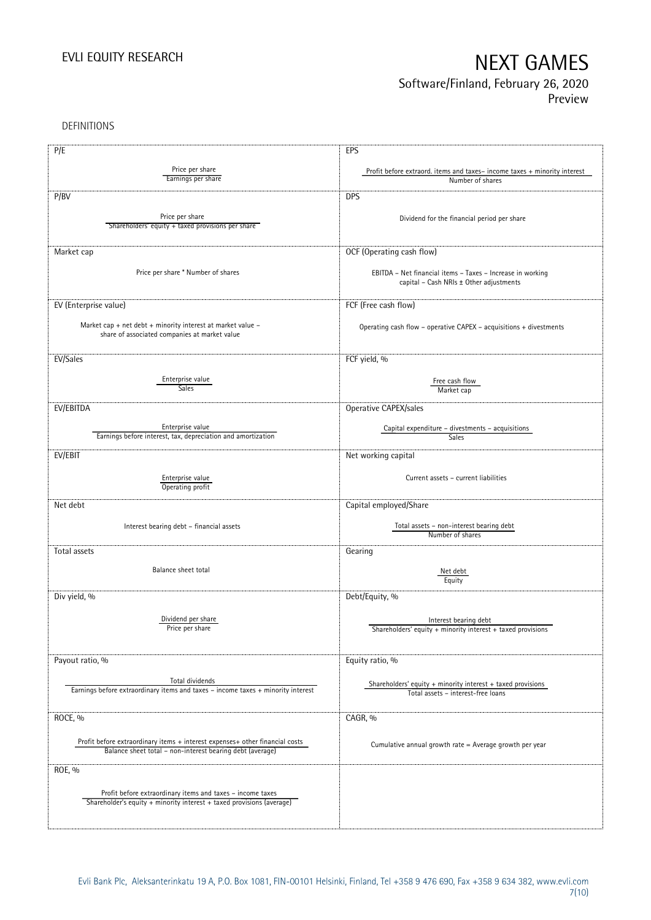DEFINITIONS

| P/E | EPS |
|---|---|
| $\frac{\text{Price per share}}{\text{Earnings per share}}$ | $\frac{\text{Profit before extraord. items and taxes– income taxes + minority interest}}{\text{Number of shares}}$ |
| **P/BV** | **DPS** |
| $\frac{\text{Price per share}}{\text{Shareholders' equity + taxed provisions per share}}$ | Dividend for the financial period per share |
| **Market cap** | **OCF (Operating cash flow)** |
| Price per share * Number of shares | EBITDA – Net financial items – Taxes – Increase in working capital – Cash NRIs ± Other adjustments |
| **EV (Enterprise value)** | **FCF (Free cash flow)** |
| Market cap + net debt + minority interest at market value – share of associated companies at market value | Operating cash flow – operative CAPEX – acquisitions + divestments |
| **EV/Sales** | **FCF yield, %** |
| $\frac{\text{Enterprise value}}{\text{Sales}}$ | $\frac{\text{Free cash flow}}{\text{Market cap}}$ |
| **EV/EBITDA** | **Operative CAPEX/sales** |
| $\frac{\text{Enterprise value}}{\text{Earnings before interest, tax, depreciation and amortization}}$ | $\frac{\text{Capital expenditure – divestments – acquisitions}}{\text{Sales}}$ |
| **EV/EBIT** | **Net working capital** |
| $\frac{\text{Enterprise value}}{\text{Operating profit}}$ | Current assets – current liabilities |
| **Net debt** | **Capital employed/Share** |
| Interest bearing debt – financial assets | $\frac{\text{Total assets – non-interest bearing debt}}{\text{Number of shares}}$ |
| **Total assets** | **Gearing** |
| Balance sheet total | $\frac{\text{Net debt}}{\text{Equity}}$ |
| **Div yield, %** | **Debt/Equity, %** |
| $\frac{\text{Dividend per share}}{\text{Price per share}}$ | $\frac{\text{Interest bearing debt}}{\text{Shareholders' equity + minority interest + taxed provisions}}$ |
| **Payout ratio, %** | **Equity ratio, %** |
| $\frac{\text{Total dividends}}{\text{Earnings before extraordinary items and taxes – income taxes + minority interest}}$ | $\frac{\text{Shareholders' equity + minority interest + taxed provisions}}{\text{Total assets – interest-free loans}}$ |
| **ROCE, %** | **CAGR, %** |
| $\frac{\text{Profit before extraordinary items + interest expenses+ other financial costs}}{\text{Balance sheet total – non-interest bearing debt (average)}}$ | Cumulative annual growth rate = Average growth per year |
| **ROE, %** | |
| $\frac{\text{Profit before extraordinary items and taxes – income taxes}}{\text{Shareholder's equity + minority interest + taxed provisions (average)}}$ | |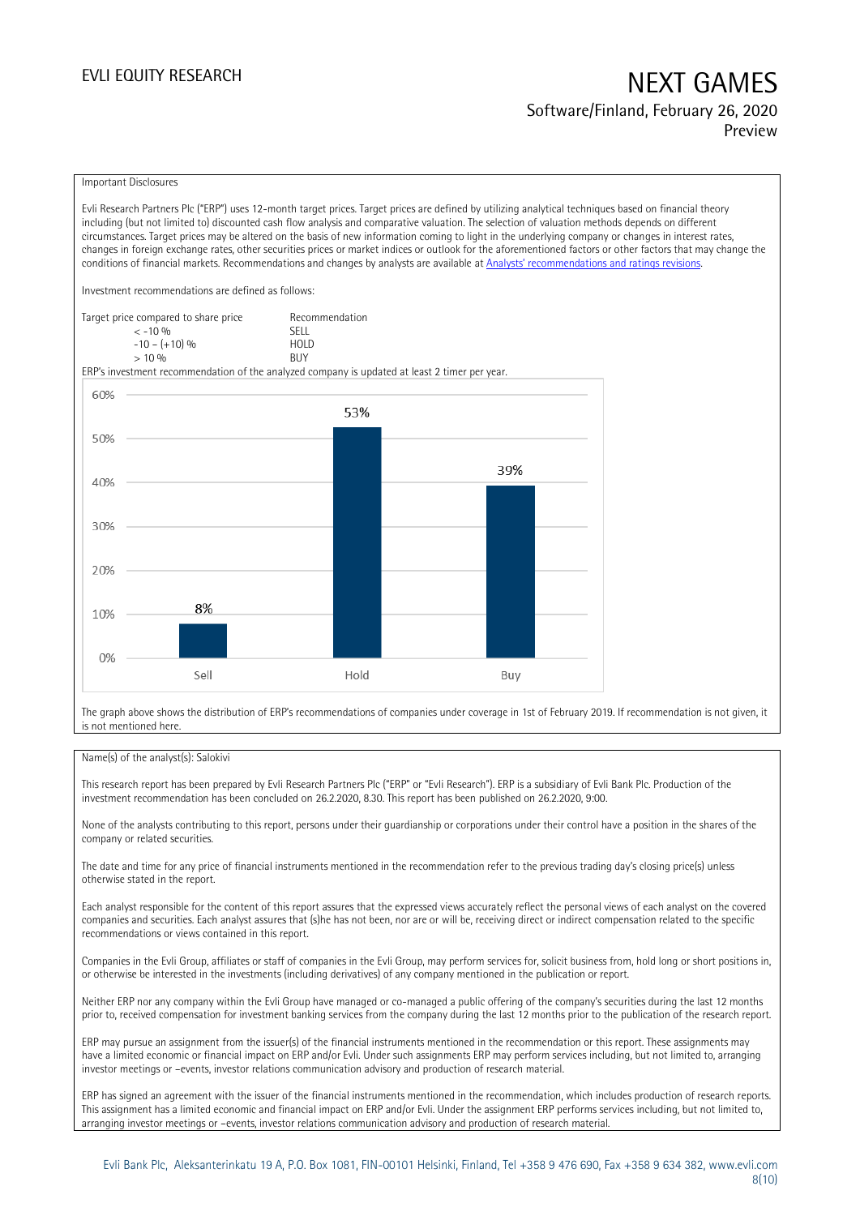Important Disclosures

Evli Research Partners Plc ("ERP") uses 12-month target prices. Target prices are defined by utilizing analytical techniques based on financial theory including (but not limited to) discounted cash flow analysis and comparative valuation. The selection of valuation methods depends on different circumstances. Target prices may be altered on the basis of new information coming to light in the underlying company or changes in interest rates, changes in foreign exchange rates, other securities prices or market indices or outlook for the aforementioned factors or other factors that may change the conditions of financial markets. Recommendations and changes by analysts are available at [Analysts' recommendations and ratings revisions](#).

Investment recommendations are defined as follows:

| Target price compared to share price | Recommendation |
|---|---|
| < -10 % | SELL |
| -10 – (+10) % | HOLD |
| > 10 % | BUY |

ERP's investment recommendation of the analyzed company is updated at least 2 timer per year.

| | Sell | Hold | Buy |
|---|---|---|---|
| Share | 8% | 53% | 39% |

The graph above shows the distribution of ERP's recommendations of companies under coverage in 1st of February 2019. If recommendation is not given, it is not mentioned here.

Name(s) of the analyst(s): Salokivi

This research report has been prepared by Evli Research Partners Plc ("ERP" or "Evli Research"). ERP is a subsidiary of Evli Bank Plc. Production of the investment recommendation has been concluded on 26.2.2020, 8.30. This report has been published on 26.2.2020, 9:00.

None of the analysts contributing to this report, persons under their guardianship or corporations under their control have a position in the shares of the company or related securities.

The date and time for any price of financial instruments mentioned in the recommendation refer to the previous trading day's closing price(s) unless otherwise stated in the report.

Each analyst responsible for the content of this report assures that the expressed views accurately reflect the personal views of each analyst on the covered companies and securities. Each analyst assures that (s)he has not been, nor are or will be, receiving direct or indirect compensation related to the specific recommendations or views contained in this report.

Companies in the Evli Group, affiliates or staff of companies in the Evli Group, may perform services for, solicit business from, hold long or short positions in, or otherwise be interested in the investments (including derivatives) of any company mentioned in the publication or report.

Neither ERP nor any company within the Evli Group have managed or co-managed a public offering of the company's securities during the last 12 months prior to, received compensation for investment banking services from the company during the last 12 months prior to the publication of the research report.

ERP may pursue an assignment from the issuer(s) of the financial instruments mentioned in the recommendation or this report. These assignments may have a limited economic or financial impact on ERP and/or Evli. Under such assignments ERP may perform services including, but not limited to, arranging investor meetings or –events, investor relations communication advisory and production of research material.

ERP has signed an agreement with the issuer of the financial instruments mentioned in the recommendation, which includes production of research reports. This assignment has a limited economic and financial impact on ERP and/or Evli. Under the assignment ERP performs services including, but not limited to, arranging investor meetings or –events, investor relations communication advisory and production of research material.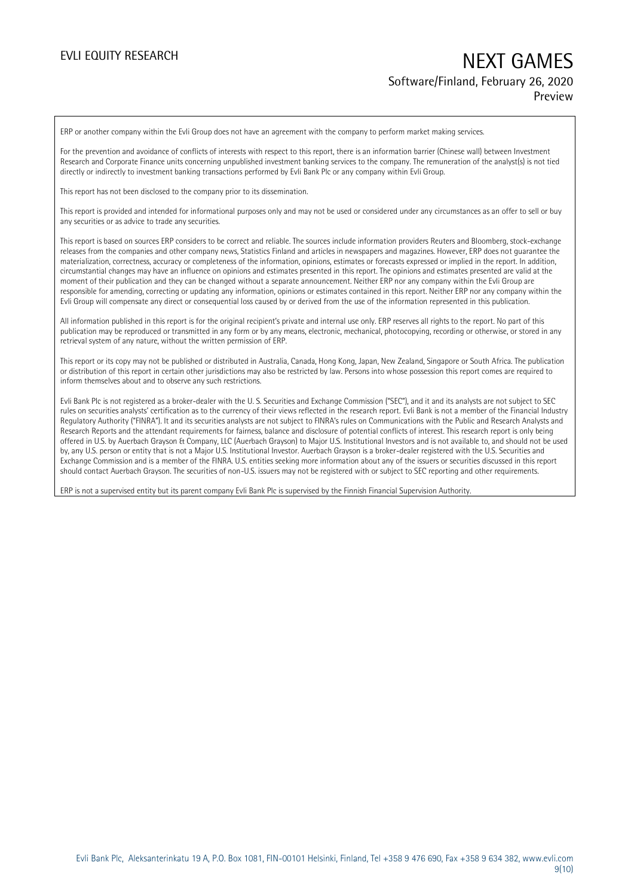ERP or another company within the Evli Group does not have an agreement with the company to perform market making services.

For the prevention and avoidance of conflicts of interests with respect to this report, there is an information barrier (Chinese wall) between Investment Research and Corporate Finance units concerning unpublished investment banking services to the company. The remuneration of the analyst(s) is not tied directly or indirectly to investment banking transactions performed by Evli Bank Plc or any company within Evli Group.

This report has not been disclosed to the company prior to its dissemination.

This report is provided and intended for informational purposes only and may not be used or considered under any circumstances as an offer to sell or buy any securities or as advice to trade any securities.

This report is based on sources ERP considers to be correct and reliable. The sources include information providers Reuters and Bloomberg, stock-exchange releases from the companies and other company news, Statistics Finland and articles in newspapers and magazines. However, ERP does not guarantee the materialization, correctness, accuracy or completeness of the information, opinions, estimates or forecasts expressed or implied in the report. In addition, circumstantial changes may have an influence on opinions and estimates presented in this report. The opinions and estimates presented are valid at the moment of their publication and they can be changed without a separate announcement. Neither ERP nor any company within the Evli Group are responsible for amending, correcting or updating any information, opinions or estimates contained in this report. Neither ERP nor any company within the Evli Group will compensate any direct or consequential loss caused by or derived from the use of the information represented in this publication.

All information published in this report is for the original recipient's private and internal use only. ERP reserves all rights to the report. No part of this publication may be reproduced or transmitted in any form or by any means, electronic, mechanical, photocopying, recording or otherwise, or stored in any retrieval system of any nature, without the written permission of ERP.

This report or its copy may not be published or distributed in Australia, Canada, Hong Kong, Japan, New Zealand, Singapore or South Africa. The publication or distribution of this report in certain other jurisdictions may also be restricted by law. Persons into whose possession this report comes are required to inform themselves about and to observe any such restrictions.

Evli Bank Plc is not registered as a broker-dealer with the U. S. Securities and Exchange Commission ("SEC"), and it and its analysts are not subject to SEC rules on securities analysts' certification as to the currency of their views reflected in the research report. Evli Bank is not a member of the Financial Industry Regulatory Authority ("FINRA"). It and its securities analysts are not subject to FINRA's rules on Communications with the Public and Research Analysts and Research Reports and the attendant requirements for fairness, balance and disclosure of potential conflicts of interest. This research report is only being offered in U.S. by Auerbach Grayson & Company, LLC (Auerbach Grayson) to Major U.S. Institutional Investors and is not available to, and should not be used by, any U.S. person or entity that is not a Major U.S. Institutional Investor. Auerbach Grayson is a broker-dealer registered with the U.S. Securities and Exchange Commission and is a member of the FINRA. U.S. entities seeking more information about any of the issuers or securities discussed in this report should contact Auerbach Grayson. The securities of non-U.S. issuers may not be registered with or subject to SEC reporting and other requirements.

ERP is not a supervised entity but its parent company Evli Bank Plc is supervised by the Finnish Financial Supervision Authority.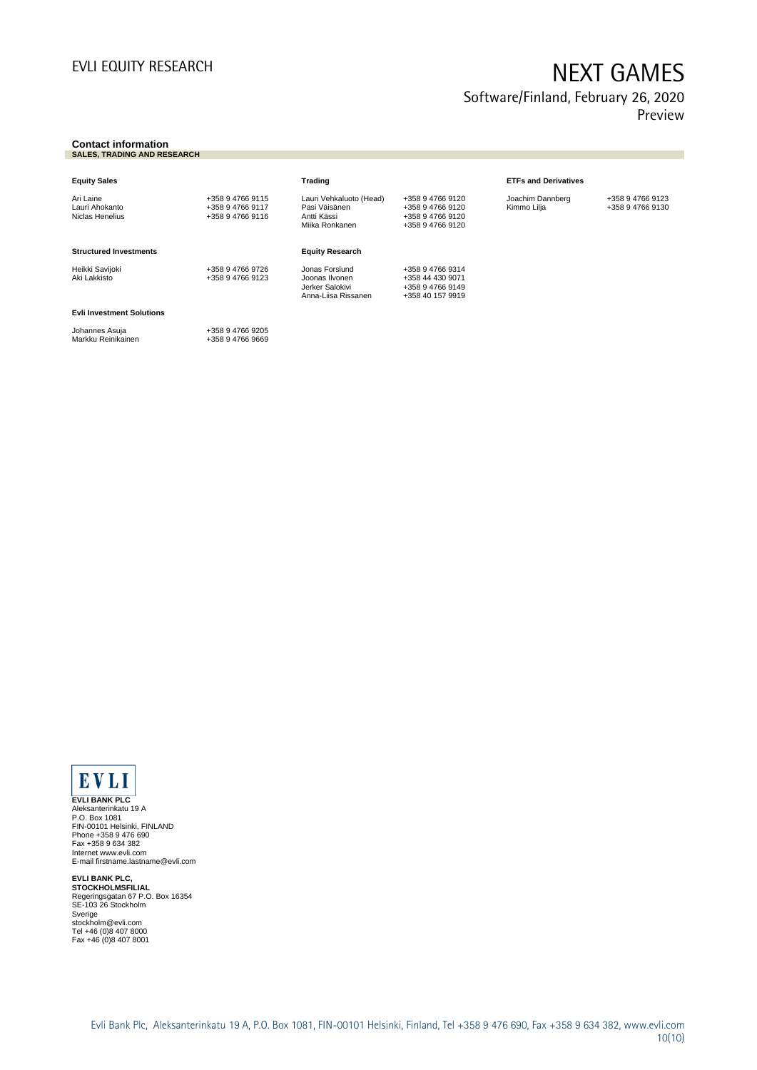## Contact information

**SALES, TRADING AND RESEARCH**

| | | | | | |
|---|---|---|---|---|---|
| **Equity Sales** | | **Trading** | | **ETFs and Derivatives** | |
| Ari Laine | +358 9 4766 9115 | Lauri Vehkaluoto (Head) | +358 9 4766 9120 | Joachim Dannberg | +358 9 4766 9123 |
| Lauri Ahokanto | +358 9 4766 9117 | Pasi Väisänen | +358 9 4766 9120 | Kimmo Lilja | +358 9 4766 9130 |
| Niclas Henelius | +358 9 4766 9116 | Antti Kässi | +358 9 4766 9120 | | |
| | | Miika Ronkanen | +358 9 4766 9120 | | |
| **Structured Investments** | | **Equity Research** | | | |
| Heikki Savijoki | +358 9 4766 9726 | Jonas Forslund | +358 9 4766 9314 | | |
| Aki Lakkisto | +358 9 4766 9123 | Joonas Ilvonen | +358 44 430 9071 | | |
| | | Jerker Salokivi | +358 9 4766 9149 | | |
| | | Anna-Liisa Rissanen | +358 40 157 9919 | | |
| **Evli Investment Solutions** | | | | | |
| Johannes Asuja | +358 9 4766 9205 | | | | |
| Markku Reinikainen | +358 9 4766 9669 | | | | |

**EVLI BANK PLC**
Aleksanterinkatu 19 A
P.O. Box 1081
FIN-00101 Helsinki, FINLAND
Phone +358 9 476 690
Fax +358 9 634 382
Internet www.evli.com
E-mail firstname.lastname@evli.com

**EVLI BANK PLC, STOCKHOLMSFILIAL**
Regeringsgatan 67 P.O. Box 16354
SE-103 26 Stockholm
Sverige
stockholm@evli.com
Tel +46 (0)8 407 8000
Fax +46 (0)8 407 8001